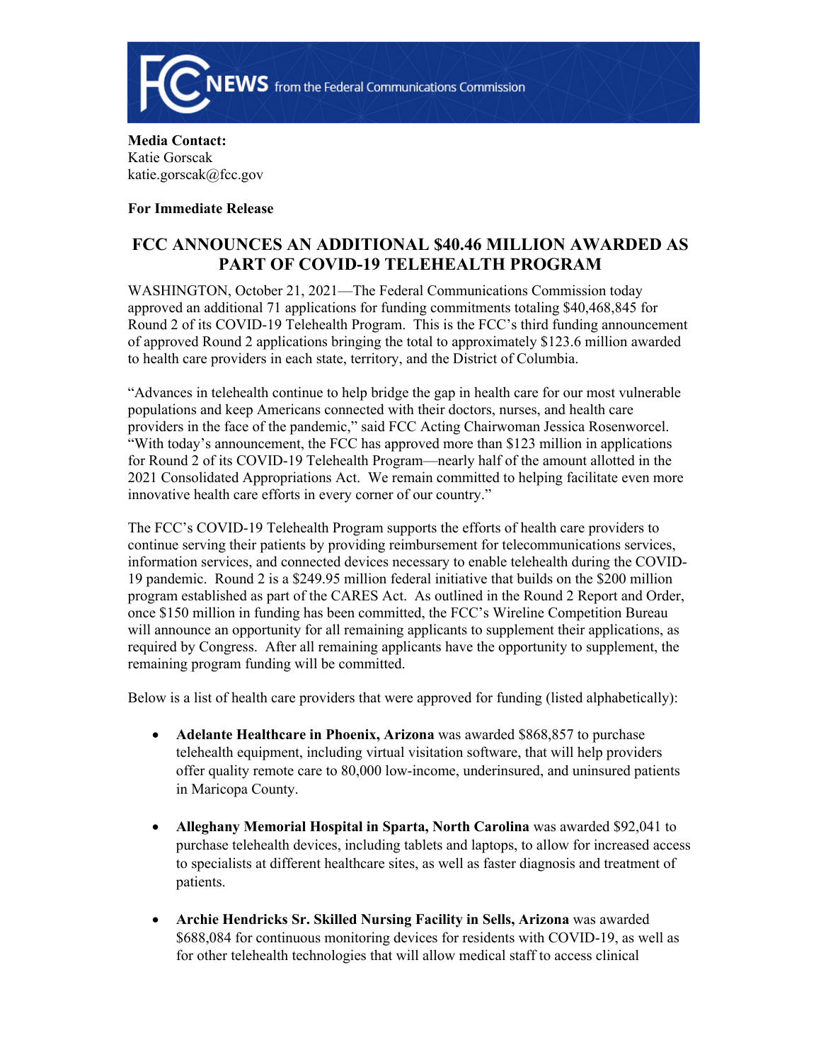**FCC NEWS** from the Federal Communications Commission

**Media Contact:**
Katie Gorscak
katie.gorscak@fcc.gov

**For Immediate Release**

# FCC ANNOUNCES AN ADDITIONAL $40.46 MILLION AWARDED AS PART OF COVID-19 TELEHEALTH PROGRAM

WASHINGTON, October 21, 2021—The Federal Communications Commission today approved an additional 71 applications for funding commitments totaling $40,468,845 for Round 2 of its COVID-19 Telehealth Program. This is the FCC's third funding announcement of approved Round 2 applications bringing the total to approximately $123.6 million awarded to health care providers in each state, territory, and the District of Columbia.

"Advances in telehealth continue to help bridge the gap in health care for our most vulnerable populations and keep Americans connected with their doctors, nurses, and health care providers in the face of the pandemic," said FCC Acting Chairwoman Jessica Rosenworcel. "With today's announcement, the FCC has approved more than $123 million in applications for Round 2 of its COVID-19 Telehealth Program—nearly half of the amount allotted in the 2021 Consolidated Appropriations Act. We remain committed to helping facilitate even more innovative health care efforts in every corner of our country."

The FCC's COVID-19 Telehealth Program supports the efforts of health care providers to continue serving their patients by providing reimbursement for telecommunications services, information services, and connected devices necessary to enable telehealth during the COVID-19 pandemic. Round 2 is a $249.95 million federal initiative that builds on the $200 million program established as part of the CARES Act. As outlined in the Round 2 Report and Order, once $150 million in funding has been committed, the FCC's Wireline Competition Bureau will announce an opportunity for all remaining applicants to supplement their applications, as required by Congress. After all remaining applicants have the opportunity to supplement, the remaining program funding will be committed.

Below is a list of health care providers that were approved for funding (listed alphabetically):

- **Adelante Healthcare in Phoenix, Arizona** was awarded $868,857 to purchase telehealth equipment, including virtual visitation software, that will help providers offer quality remote care to 80,000 low-income, underinsured, and uninsured patients in Maricopa County.

- **Alleghany Memorial Hospital in Sparta, North Carolina** was awarded $92,041 to purchase telehealth devices, including tablets and laptops, to allow for increased access to specialists at different healthcare sites, as well as faster diagnosis and treatment of patients.

- **Archie Hendricks Sr. Skilled Nursing Facility in Sells, Arizona** was awarded $688,084 for continuous monitoring devices for residents with COVID-19, as well as for other telehealth technologies that will allow medical staff to access clinical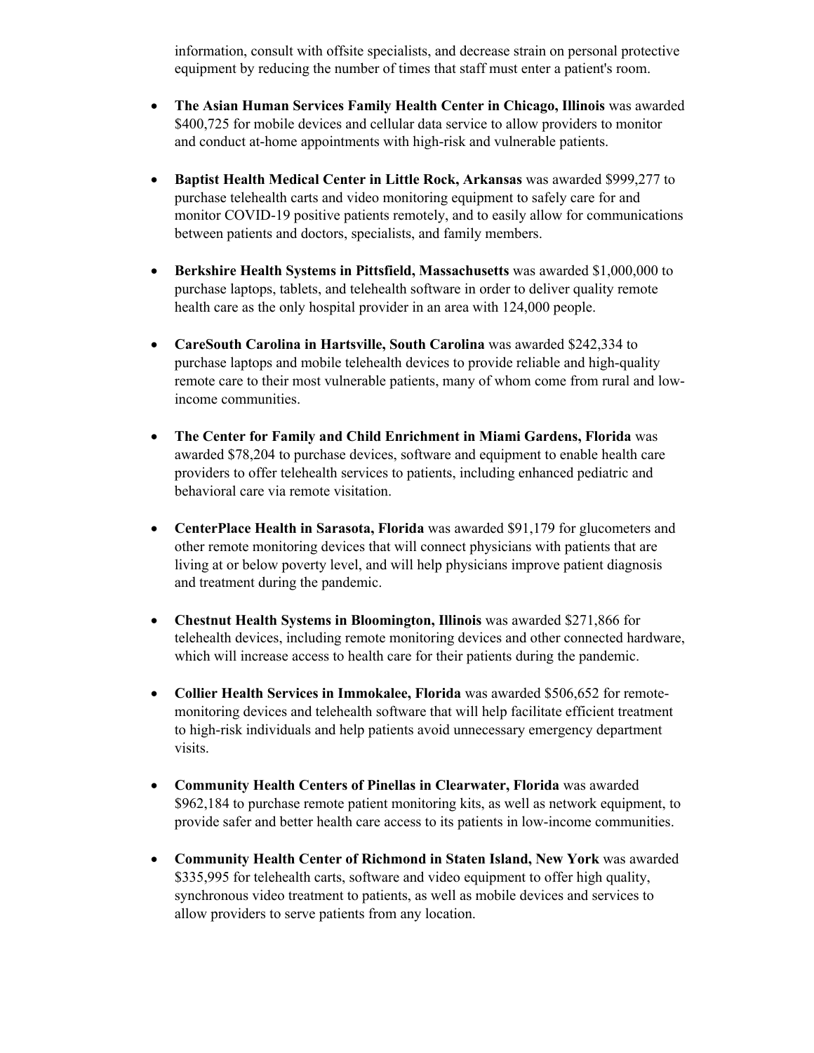information, consult with offsite specialists, and decrease strain on personal protective equipment by reducing the number of times that staff must enter a patient's room.

- **The Asian Human Services Family Health Center in Chicago, Illinois** was awarded $400,725 for mobile devices and cellular data service to allow providers to monitor and conduct at-home appointments with high-risk and vulnerable patients.

- **Baptist Health Medical Center in Little Rock, Arkansas** was awarded $999,277 to purchase telehealth carts and video monitoring equipment to safely care for and monitor COVID-19 positive patients remotely, and to easily allow for communications between patients and doctors, specialists, and family members.

- **Berkshire Health Systems in Pittsfield, Massachusetts** was awarded $1,000,000 to purchase laptops, tablets, and telehealth software in order to deliver quality remote health care as the only hospital provider in an area with 124,000 people.

- **CareSouth Carolina in Hartsville, South Carolina** was awarded $242,334 to purchase laptops and mobile telehealth devices to provide reliable and high-quality remote care to their most vulnerable patients, many of whom come from rural and low-income communities.

- **The Center for Family and Child Enrichment in Miami Gardens, Florida** was awarded $78,204 to purchase devices, software and equipment to enable health care providers to offer telehealth services to patients, including enhanced pediatric and behavioral care via remote visitation.

- **CenterPlace Health in Sarasota, Florida** was awarded $91,179 for glucometers and other remote monitoring devices that will connect physicians with patients that are living at or below poverty level, and will help physicians improve patient diagnosis and treatment during the pandemic.

- **Chestnut Health Systems in Bloomington, Illinois** was awarded $271,866 for telehealth devices, including remote monitoring devices and other connected hardware, which will increase access to health care for their patients during the pandemic.

- **Collier Health Services in Immokalee, Florida** was awarded $506,652 for remote-monitoring devices and telehealth software that will help facilitate efficient treatment to high-risk individuals and help patients avoid unnecessary emergency department visits.

- **Community Health Centers of Pinellas in Clearwater, Florida** was awarded $962,184 to purchase remote patient monitoring kits, as well as network equipment, to provide safer and better health care access to its patients in low-income communities.

- **Community Health Center of Richmond in Staten Island, New York** was awarded $335,995 for telehealth carts, software and video equipment to offer high quality, synchronous video treatment to patients, as well as mobile devices and services to allow providers to serve patients from any location.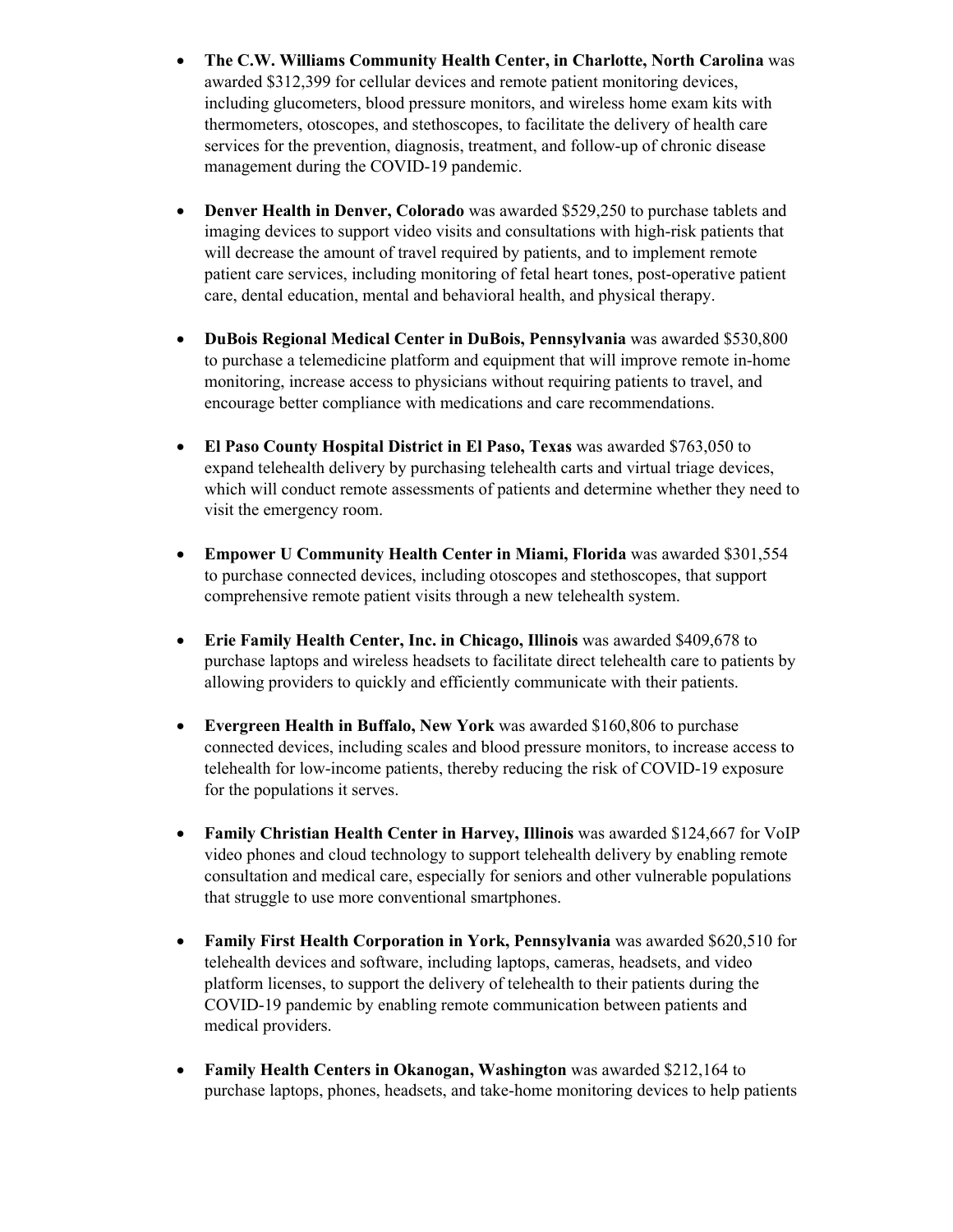- **The C.W. Williams Community Health Center, in Charlotte, North Carolina** was awarded $312,399 for cellular devices and remote patient monitoring devices, including glucometers, blood pressure monitors, and wireless home exam kits with thermometers, otoscopes, and stethoscopes, to facilitate the delivery of health care services for the prevention, diagnosis, treatment, and follow-up of chronic disease management during the COVID-19 pandemic.

- **Denver Health in Denver, Colorado** was awarded $529,250 to purchase tablets and imaging devices to support video visits and consultations with high-risk patients that will decrease the amount of travel required by patients, and to implement remote patient care services, including monitoring of fetal heart tones, post-operative patient care, dental education, mental and behavioral health, and physical therapy.

- **DuBois Regional Medical Center in DuBois, Pennsylvania** was awarded $530,800 to purchase a telemedicine platform and equipment that will improve remote in-home monitoring, increase access to physicians without requiring patients to travel, and encourage better compliance with medications and care recommendations.

- **El Paso County Hospital District in El Paso, Texas** was awarded $763,050 to expand telehealth delivery by purchasing telehealth carts and virtual triage devices, which will conduct remote assessments of patients and determine whether they need to visit the emergency room.

- **Empower U Community Health Center in Miami, Florida** was awarded $301,554 to purchase connected devices, including otoscopes and stethoscopes, that support comprehensive remote patient visits through a new telehealth system.

- **Erie Family Health Center, Inc. in Chicago, Illinois** was awarded $409,678 to purchase laptops and wireless headsets to facilitate direct telehealth care to patients by allowing providers to quickly and efficiently communicate with their patients.

- **Evergreen Health in Buffalo, New York** was awarded $160,806 to purchase connected devices, including scales and blood pressure monitors, to increase access to telehealth for low-income patients, thereby reducing the risk of COVID-19 exposure for the populations it serves.

- **Family Christian Health Center in Harvey, Illinois** was awarded $124,667 for VoIP video phones and cloud technology to support telehealth delivery by enabling remote consultation and medical care, especially for seniors and other vulnerable populations that struggle to use more conventional smartphones.

- **Family First Health Corporation in York, Pennsylvania** was awarded $620,510 for telehealth devices and software, including laptops, cameras, headsets, and video platform licenses, to support the delivery of telehealth to their patients during the COVID-19 pandemic by enabling remote communication between patients and medical providers.

- **Family Health Centers in Okanogan, Washington** was awarded $212,164 to purchase laptops, phones, headsets, and take-home monitoring devices to help patients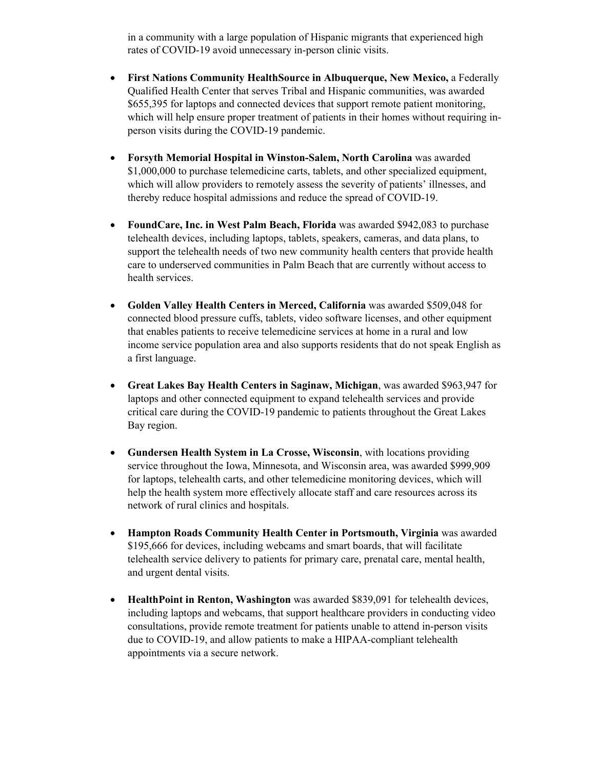in a community with a large population of Hispanic migrants that experienced high rates of COVID-19 avoid unnecessary in-person clinic visits.

- **First Nations Community HealthSource in Albuquerque, New Mexico,** a Federally Qualified Health Center that serves Tribal and Hispanic communities, was awarded $655,395 for laptops and connected devices that support remote patient monitoring, which will help ensure proper treatment of patients in their homes without requiring in-person visits during the COVID-19 pandemic.

- **Forsyth Memorial Hospital in Winston-Salem, North Carolina** was awarded $1,000,000 to purchase telemedicine carts, tablets, and other specialized equipment, which will allow providers to remotely assess the severity of patients' illnesses, and thereby reduce hospital admissions and reduce the spread of COVID-19.

- **FoundCare, Inc. in West Palm Beach, Florida** was awarded $942,083 to purchase telehealth devices, including laptops, tablets, speakers, cameras, and data plans, to support the telehealth needs of two new community health centers that provide health care to underserved communities in Palm Beach that are currently without access to health services.

- **Golden Valley Health Centers in Merced, California** was awarded $509,048 for connected blood pressure cuffs, tablets, video software licenses, and other equipment that enables patients to receive telemedicine services at home in a rural and low income service population area and also supports residents that do not speak English as a first language.

- **Great Lakes Bay Health Centers in Saginaw, Michigan**, was awarded $963,947 for laptops and other connected equipment to expand telehealth services and provide critical care during the COVID-19 pandemic to patients throughout the Great Lakes Bay region.

- **Gundersen Health System in La Crosse, Wisconsin**, with locations providing service throughout the Iowa, Minnesota, and Wisconsin area, was awarded $999,909 for laptops, telehealth carts, and other telemedicine monitoring devices, which will help the health system more effectively allocate staff and care resources across its network of rural clinics and hospitals.

- **Hampton Roads Community Health Center in Portsmouth, Virginia** was awarded $195,666 for devices, including webcams and smart boards, that will facilitate telehealth service delivery to patients for primary care, prenatal care, mental health, and urgent dental visits.

- **HealthPoint in Renton, Washington** was awarded $839,091 for telehealth devices, including laptops and webcams, that support healthcare providers in conducting video consultations, provide remote treatment for patients unable to attend in-person visits due to COVID-19, and allow patients to make a HIPAA-compliant telehealth appointments via a secure network.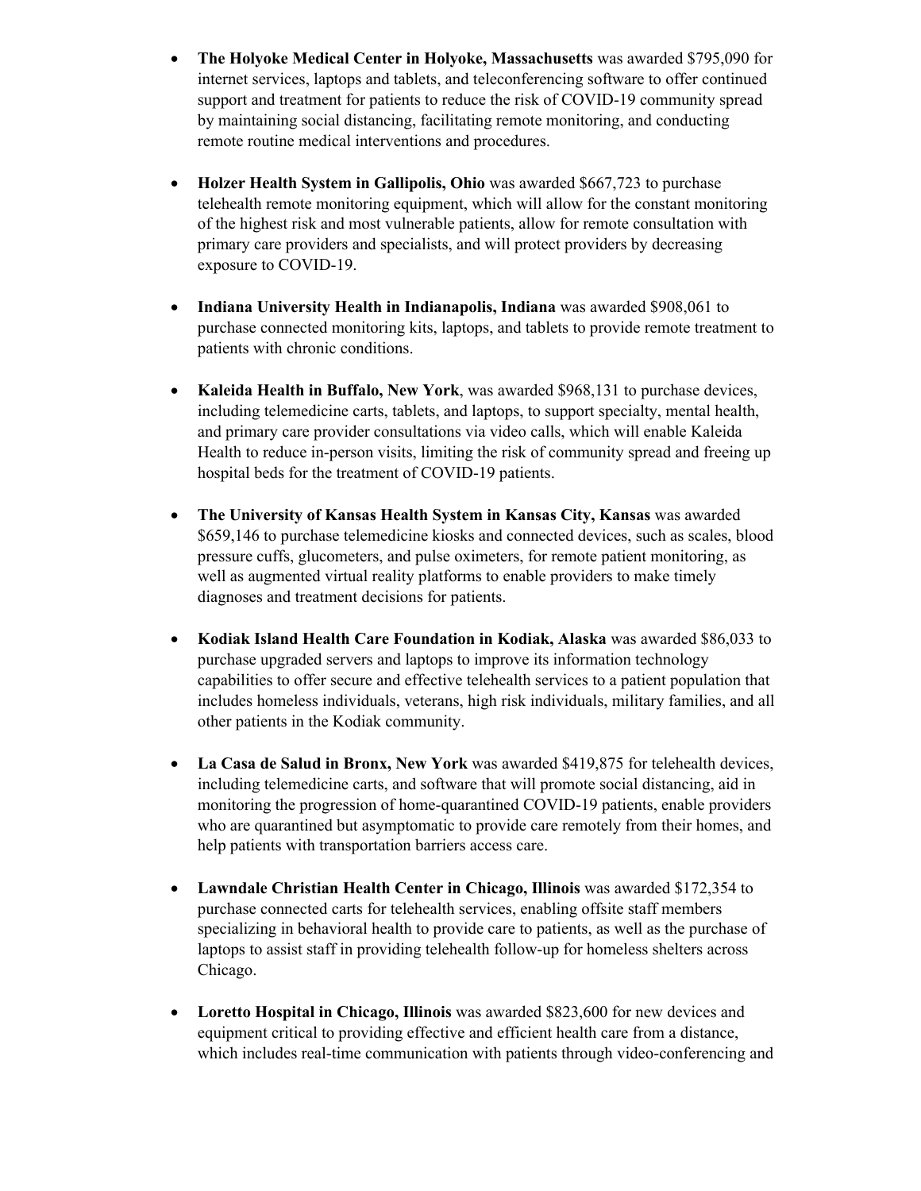- **The Holyoke Medical Center in Holyoke, Massachusetts** was awarded $795,090 for internet services, laptops and tablets, and teleconferencing software to offer continued support and treatment for patients to reduce the risk of COVID-19 community spread by maintaining social distancing, facilitating remote monitoring, and conducting remote routine medical interventions and procedures.

- **Holzer Health System in Gallipolis, Ohio** was awarded $667,723 to purchase telehealth remote monitoring equipment, which will allow for the constant monitoring of the highest risk and most vulnerable patients, allow for remote consultation with primary care providers and specialists, and will protect providers by decreasing exposure to COVID-19.

- **Indiana University Health in Indianapolis, Indiana** was awarded $908,061 to purchase connected monitoring kits, laptops, and tablets to provide remote treatment to patients with chronic conditions.

- **Kaleida Health in Buffalo, New York**, was awarded $968,131 to purchase devices, including telemedicine carts, tablets, and laptops, to support specialty, mental health, and primary care provider consultations via video calls, which will enable Kaleida Health to reduce in-person visits, limiting the risk of community spread and freeing up hospital beds for the treatment of COVID-19 patients.

- **The University of Kansas Health System in Kansas City, Kansas** was awarded $659,146 to purchase telemedicine kiosks and connected devices, such as scales, blood pressure cuffs, glucometers, and pulse oximeters, for remote patient monitoring, as well as augmented virtual reality platforms to enable providers to make timely diagnoses and treatment decisions for patients.

- **Kodiak Island Health Care Foundation in Kodiak, Alaska** was awarded $86,033 to purchase upgraded servers and laptops to improve its information technology capabilities to offer secure and effective telehealth services to a patient population that includes homeless individuals, veterans, high risk individuals, military families, and all other patients in the Kodiak community.

- **La Casa de Salud in Bronx, New York** was awarded $419,875 for telehealth devices, including telemedicine carts, and software that will promote social distancing, aid in monitoring the progression of home-quarantined COVID-19 patients, enable providers who are quarantined but asymptomatic to provide care remotely from their homes, and help patients with transportation barriers access care.

- **Lawndale Christian Health Center in Chicago, Illinois** was awarded $172,354 to purchase connected carts for telehealth services, enabling offsite staff members specializing in behavioral health to provide care to patients, as well as the purchase of laptops to assist staff in providing telehealth follow-up for homeless shelters across Chicago.

- **Loretto Hospital in Chicago, Illinois** was awarded $823,600 for new devices and equipment critical to providing effective and efficient health care from a distance, which includes real-time communication with patients through video-conferencing and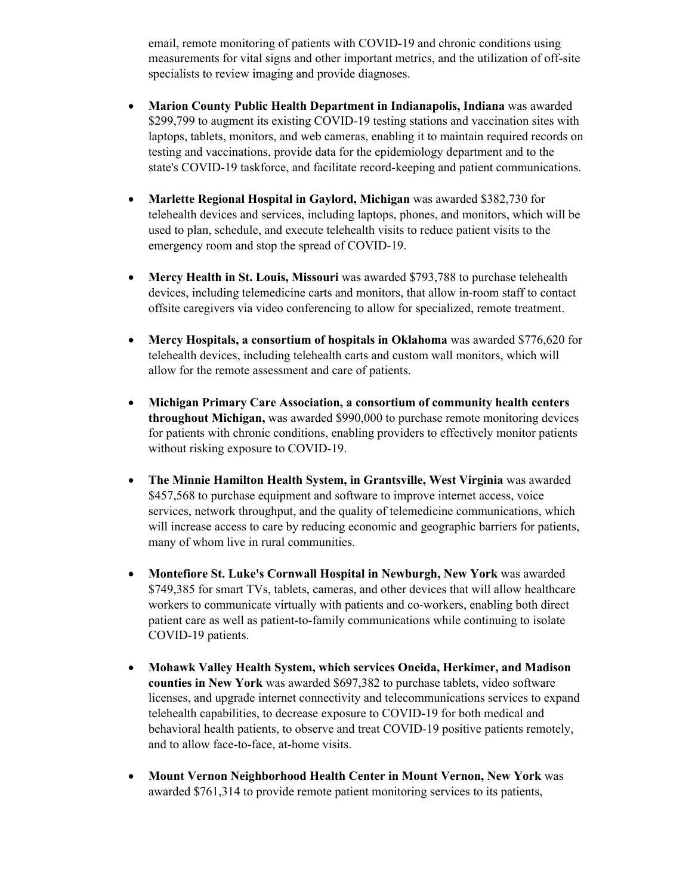email, remote monitoring of patients with COVID-19 and chronic conditions using measurements for vital signs and other important metrics, and the utilization of off-site specialists to review imaging and provide diagnoses.

- **Marion County Public Health Department in Indianapolis, Indiana** was awarded $299,799 to augment its existing COVID-19 testing stations and vaccination sites with laptops, tablets, monitors, and web cameras, enabling it to maintain required records on testing and vaccinations, provide data for the epidemiology department and to the state's COVID-19 taskforce, and facilitate record-keeping and patient communications.

- **Marlette Regional Hospital in Gaylord, Michigan** was awarded $382,730 for telehealth devices and services, including laptops, phones, and monitors, which will be used to plan, schedule, and execute telehealth visits to reduce patient visits to the emergency room and stop the spread of COVID-19.

- **Mercy Health in St. Louis, Missouri** was awarded $793,788 to purchase telehealth devices, including telemedicine carts and monitors, that allow in-room staff to contact offsite caregivers via video conferencing to allow for specialized, remote treatment.

- **Mercy Hospitals, a consortium of hospitals in Oklahoma** was awarded $776,620 for telehealth devices, including telehealth carts and custom wall monitors, which will allow for the remote assessment and care of patients.

- **Michigan Primary Care Association, a consortium of community health centers throughout Michigan,** was awarded $990,000 to purchase remote monitoring devices for patients with chronic conditions, enabling providers to effectively monitor patients without risking exposure to COVID-19.

- **The Minnie Hamilton Health System, in Grantsville, West Virginia** was awarded $457,568 to purchase equipment and software to improve internet access, voice services, network throughput, and the quality of telemedicine communications, which will increase access to care by reducing economic and geographic barriers for patients, many of whom live in rural communities.

- **Montefiore St. Luke's Cornwall Hospital in Newburgh, New York** was awarded $749,385 for smart TVs, tablets, cameras, and other devices that will allow healthcare workers to communicate virtually with patients and co-workers, enabling both direct patient care as well as patient-to-family communications while continuing to isolate COVID-19 patients.

- **Mohawk Valley Health System, which services Oneida, Herkimer, and Madison counties in New York** was awarded $697,382 to purchase tablets, video software licenses, and upgrade internet connectivity and telecommunications services to expand telehealth capabilities, to decrease exposure to COVID-19 for both medical and behavioral health patients, to observe and treat COVID-19 positive patients remotely, and to allow face-to-face, at-home visits.

- **Mount Vernon Neighborhood Health Center in Mount Vernon, New York** was awarded $761,314 to provide remote patient monitoring services to its patients,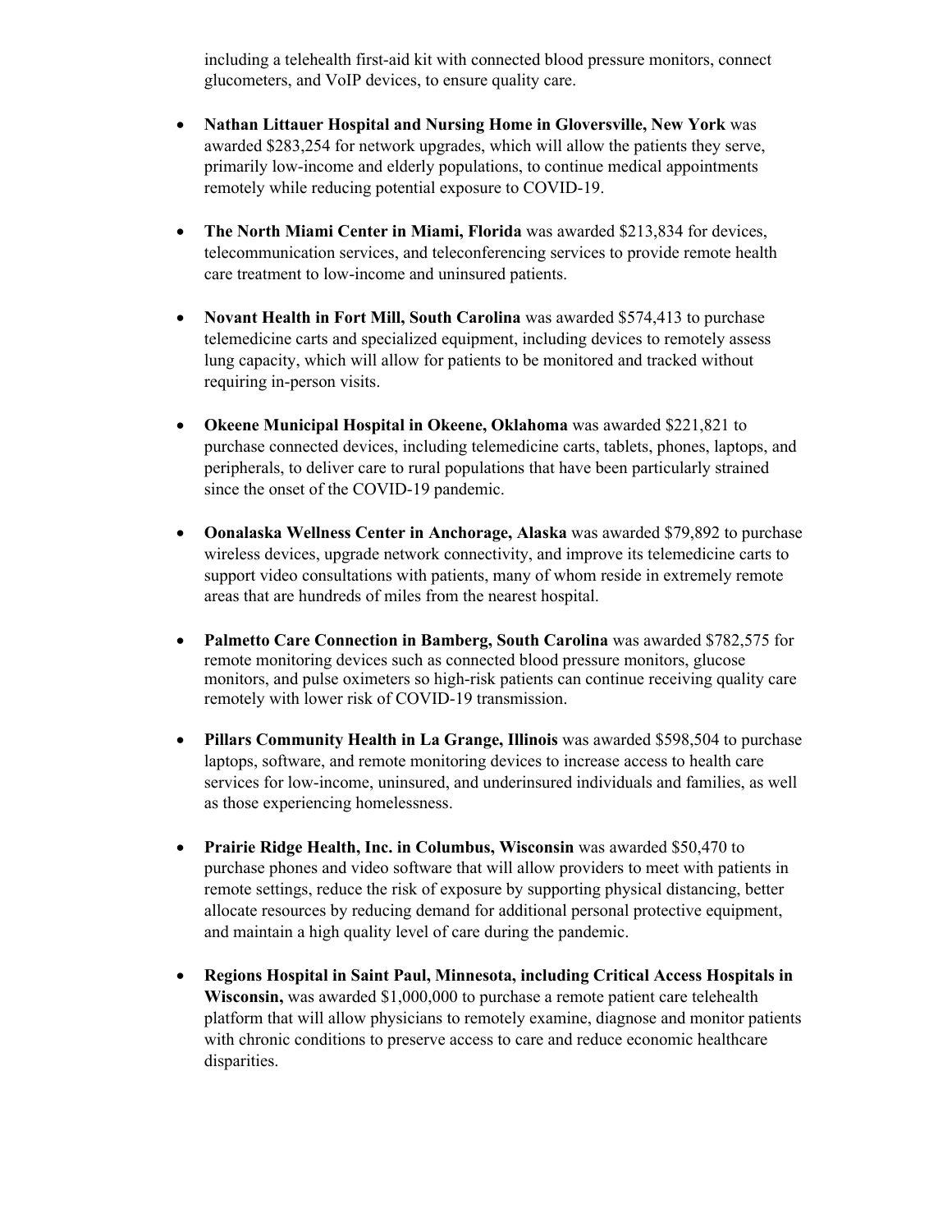including a telehealth first-aid kit with connected blood pressure monitors, connect glucometers, and VoIP devices, to ensure quality care.

- **Nathan Littauer Hospital and Nursing Home in Gloversville, New York** was awarded $283,254 for network upgrades, which will allow the patients they serve, primarily low-income and elderly populations, to continue medical appointments remotely while reducing potential exposure to COVID-19.

- **The North Miami Center in Miami, Florida** was awarded $213,834 for devices, telecommunication services, and teleconferencing services to provide remote health care treatment to low-income and uninsured patients.

- **Novant Health in Fort Mill, South Carolina** was awarded $574,413 to purchase telemedicine carts and specialized equipment, including devices to remotely assess lung capacity, which will allow for patients to be monitored and tracked without requiring in-person visits.

- **Okeene Municipal Hospital in Okeene, Oklahoma** was awarded $221,821 to purchase connected devices, including telemedicine carts, tablets, phones, laptops, and peripherals, to deliver care to rural populations that have been particularly strained since the onset of the COVID-19 pandemic.

- **Oonalaska Wellness Center in Anchorage, Alaska** was awarded $79,892 to purchase wireless devices, upgrade network connectivity, and improve its telemedicine carts to support video consultations with patients, many of whom reside in extremely remote areas that are hundreds of miles from the nearest hospital.

- **Palmetto Care Connection in Bamberg, South Carolina** was awarded $782,575 for remote monitoring devices such as connected blood pressure monitors, glucose monitors, and pulse oximeters so high-risk patients can continue receiving quality care remotely with lower risk of COVID-19 transmission.

- **Pillars Community Health in La Grange, Illinois** was awarded $598,504 to purchase laptops, software, and remote monitoring devices to increase access to health care services for low-income, uninsured, and underinsured individuals and families, as well as those experiencing homelessness.

- **Prairie Ridge Health, Inc. in Columbus, Wisconsin** was awarded $50,470 to purchase phones and video software that will allow providers to meet with patients in remote settings, reduce the risk of exposure by supporting physical distancing, better allocate resources by reducing demand for additional personal protective equipment, and maintain a high quality level of care during the pandemic.

- **Regions Hospital in Saint Paul, Minnesota, including Critical Access Hospitals in Wisconsin,** was awarded $1,000,000 to purchase a remote patient care telehealth platform that will allow physicians to remotely examine, diagnose and monitor patients with chronic conditions to preserve access to care and reduce economic healthcare disparities.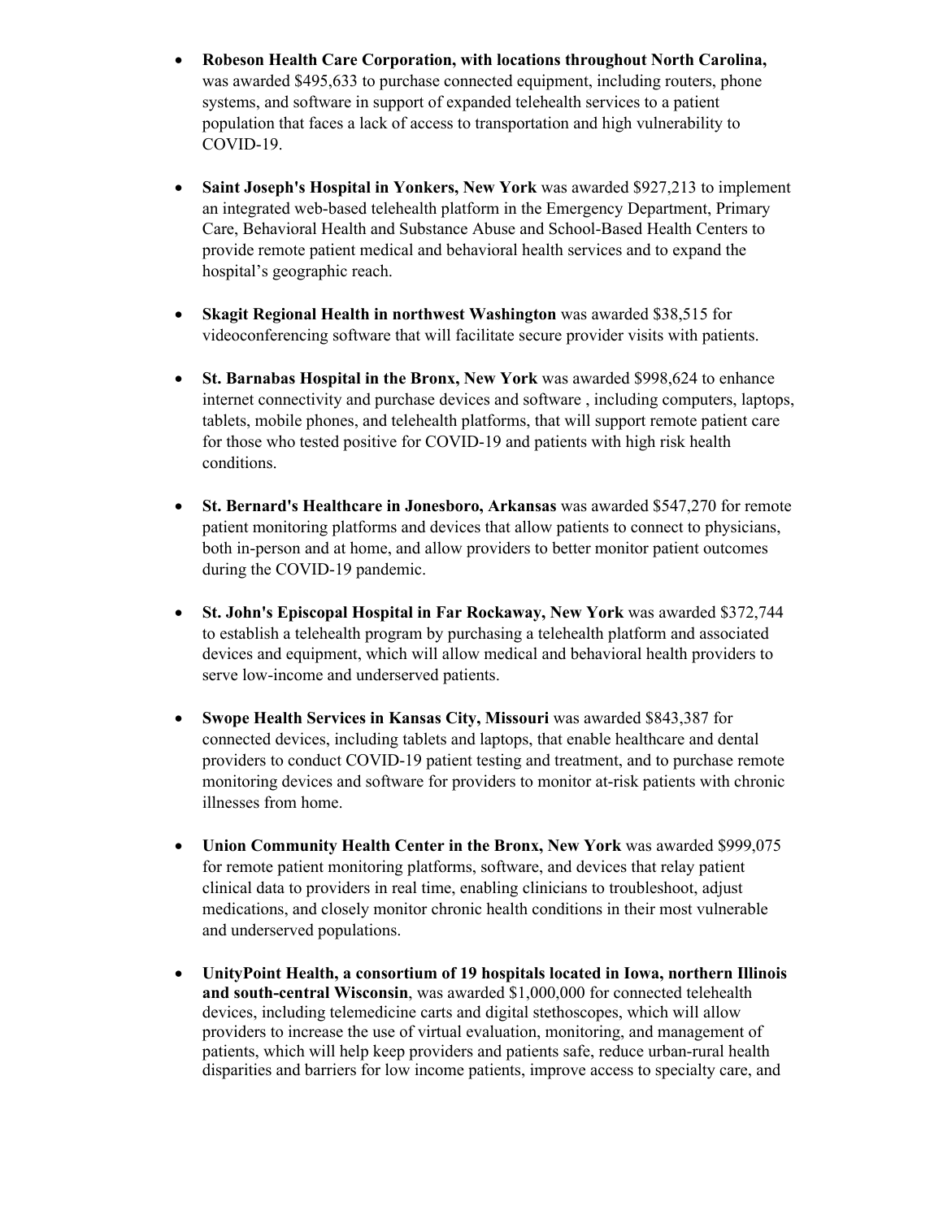- **Robeson Health Care Corporation, with locations throughout North Carolina,** was awarded $495,633 to purchase connected equipment, including routers, phone systems, and software in support of expanded telehealth services to a patient population that faces a lack of access to transportation and high vulnerability to COVID-19.

- **Saint Joseph's Hospital in Yonkers, New York** was awarded $927,213 to implement an integrated web-based telehealth platform in the Emergency Department, Primary Care, Behavioral Health and Substance Abuse and School-Based Health Centers to provide remote patient medical and behavioral health services and to expand the hospital's geographic reach.

- **Skagit Regional Health in northwest Washington** was awarded $38,515 for videoconferencing software that will facilitate secure provider visits with patients.

- **St. Barnabas Hospital in the Bronx, New York** was awarded $998,624 to enhance internet connectivity and purchase devices and software , including computers, laptops, tablets, mobile phones, and telehealth platforms, that will support remote patient care for those who tested positive for COVID-19 and patients with high risk health conditions.

- **St. Bernard's Healthcare in Jonesboro, Arkansas** was awarded $547,270 for remote patient monitoring platforms and devices that allow patients to connect to physicians, both in-person and at home, and allow providers to better monitor patient outcomes during the COVID-19 pandemic.

- **St. John's Episcopal Hospital in Far Rockaway, New York** was awarded $372,744 to establish a telehealth program by purchasing a telehealth platform and associated devices and equipment, which will allow medical and behavioral health providers to serve low-income and underserved patients.

- **Swope Health Services in Kansas City, Missouri** was awarded $843,387 for connected devices, including tablets and laptops, that enable healthcare and dental providers to conduct COVID-19 patient testing and treatment, and to purchase remote monitoring devices and software for providers to monitor at-risk patients with chronic illnesses from home.

- **Union Community Health Center in the Bronx, New York** was awarded $999,075 for remote patient monitoring platforms, software, and devices that relay patient clinical data to providers in real time, enabling clinicians to troubleshoot, adjust medications, and closely monitor chronic health conditions in their most vulnerable and underserved populations.

- **UnityPoint Health, a consortium of 19 hospitals located in Iowa, northern Illinois and south-central Wisconsin**, was awarded $1,000,000 for connected telehealth devices, including telemedicine carts and digital stethoscopes, which will allow providers to increase the use of virtual evaluation, monitoring, and management of patients, which will help keep providers and patients safe, reduce urban-rural health disparities and barriers for low income patients, improve access to specialty care, and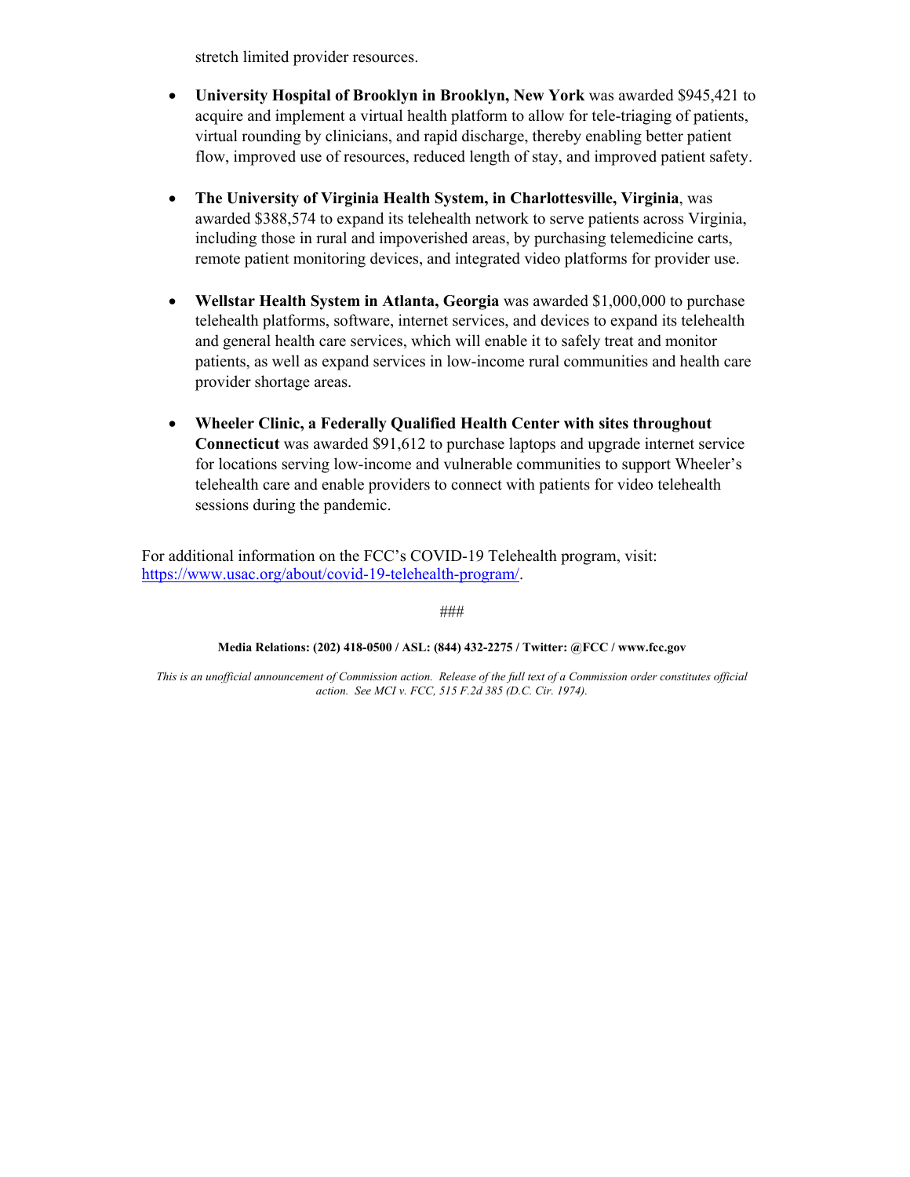stretch limited provider resources.

- **University Hospital of Brooklyn in Brooklyn, New York** was awarded $945,421 to acquire and implement a virtual health platform to allow for tele-triaging of patients, virtual rounding by clinicians, and rapid discharge, thereby enabling better patient flow, improved use of resources, reduced length of stay, and improved patient safety.

- **The University of Virginia Health System, in Charlottesville, Virginia**, was awarded $388,574 to expand its telehealth network to serve patients across Virginia, including those in rural and impoverished areas, by purchasing telemedicine carts, remote patient monitoring devices, and integrated video platforms for provider use.

- **Wellstar Health System in Atlanta, Georgia** was awarded $1,000,000 to purchase telehealth platforms, software, internet services, and devices to expand its telehealth and general health care services, which will enable it to safely treat and monitor patients, as well as expand services in low-income rural communities and health care provider shortage areas.

- **Wheeler Clinic, a Federally Qualified Health Center with sites throughout Connecticut** was awarded $91,612 to purchase laptops and upgrade internet service for locations serving low-income and vulnerable communities to support Wheeler's telehealth care and enable providers to connect with patients for video telehealth sessions during the pandemic.

For additional information on the FCC's COVID-19 Telehealth program, visit: https://www.usac.org/about/covid-19-telehealth-program/.

###

**Media Relations: (202) 418-0500 / ASL: (844) 432-2275 / Twitter: @FCC / www.fcc.gov**

*This is an unofficial announcement of Commission action. Release of the full text of a Commission order constitutes official action. See MCI v. FCC, 515 F.2d 385 (D.C. Cir. 1974).*